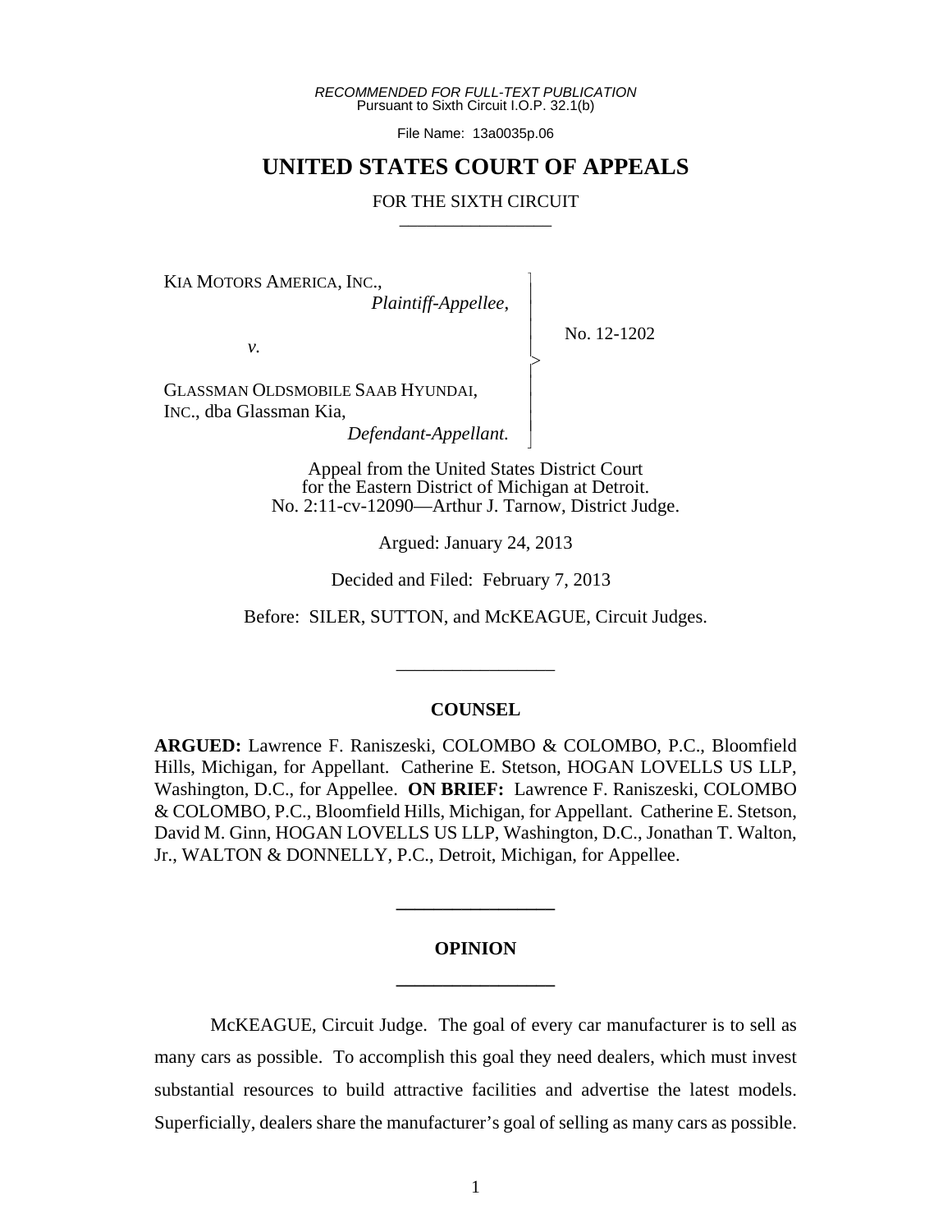*RECOMMENDED FOR FULL-TEXT PUBLICATION*
Pursuant to Sixth Circuit I.O.P. 32.1(b)

File Name: 13a0035p.06

# UNITED STATES COURT OF APPEALS

FOR THE SIXTH CIRCUIT

KIA MOTORS AMERICA, INC.,
*Plaintiff-Appellee*,

*v.*

GLASSMAN OLDSMOBILE SAAB HYUNDAI, INC., dba Glassman Kia,
*Defendant-Appellant.*

No. 12-1202

Appeal from the United States District Court
for the Eastern District of Michigan at Detroit.
No. 2:11-cv-12090—Arthur J. Tarnow, District Judge.

Argued: January 24, 2013

Decided and Filed: February 7, 2013

Before: SILER, SUTTON, and McKEAGUE, Circuit Judges.

## COUNSEL

**ARGUED:** Lawrence F. Raniszeski, COLOMBO & COLOMBO, P.C., Bloomfield Hills, Michigan, for Appellant. Catherine E. Stetson, HOGAN LOVELLS US LLP, Washington, D.C., for Appellee. **ON BRIEF:** Lawrence F. Raniszeski, COLOMBO & COLOMBO, P.C., Bloomfield Hills, Michigan, for Appellant. Catherine E. Stetson, David M. Ginn, HOGAN LOVELLS US LLP, Washington, D.C., Jonathan T. Walton, Jr., WALTON & DONNELLY, P.C., Detroit, Michigan, for Appellee.

## OPINION

McKEAGUE, Circuit Judge. The goal of every car manufacturer is to sell as many cars as possible. To accomplish this goal they need dealers, which must invest substantial resources to build attractive facilities and advertise the latest models. Superficially, dealers share the manufacturer's goal of selling as many cars as possible.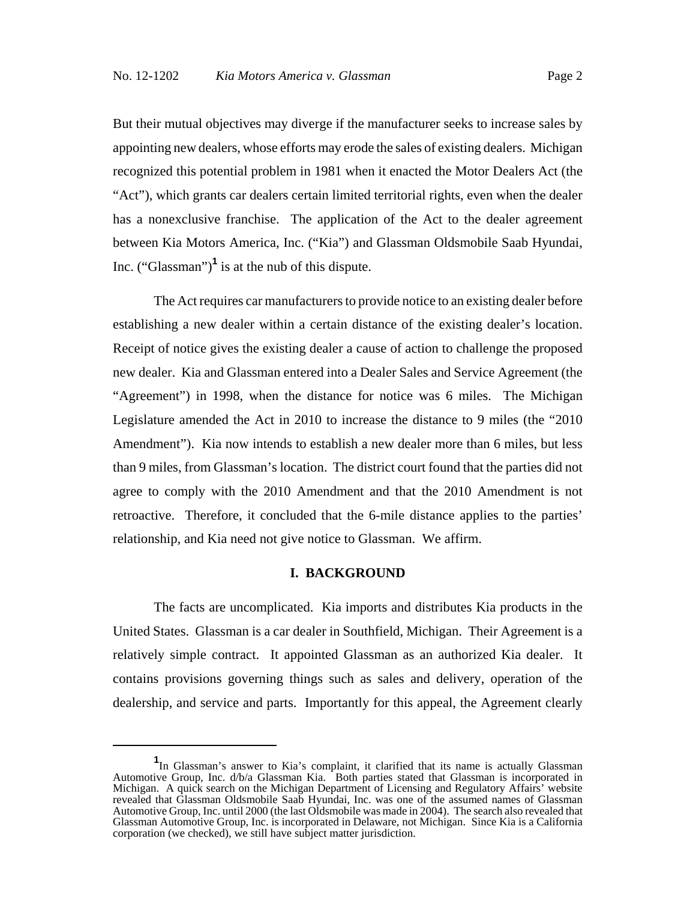But their mutual objectives may diverge if the manufacturer seeks to increase sales by appointing new dealers, whose efforts may erode the sales of existing dealers. Michigan recognized this potential problem in 1981 when it enacted the Motor Dealers Act (the "Act"), which grants car dealers certain limited territorial rights, even when the dealer has a nonexclusive franchise. The application of the Act to the dealer agreement between Kia Motors America, Inc. ("Kia") and Glassman Oldsmobile Saab Hyundai, Inc. ("Glassman")[1] is at the nub of this dispute.

The Act requires car manufacturers to provide notice to an existing dealer before establishing a new dealer within a certain distance of the existing dealer's location. Receipt of notice gives the existing dealer a cause of action to challenge the proposed new dealer. Kia and Glassman entered into a Dealer Sales and Service Agreement (the "Agreement") in 1998, when the distance for notice was 6 miles. The Michigan Legislature amended the Act in 2010 to increase the distance to 9 miles (the "2010 Amendment"). Kia now intends to establish a new dealer more than 6 miles, but less than 9 miles, from Glassman's location. The district court found that the parties did not agree to comply with the 2010 Amendment and that the 2010 Amendment is not retroactive. Therefore, it concluded that the 6-mile distance applies to the parties' relationship, and Kia need not give notice to Glassman. We affirm.

## I. BACKGROUND

The facts are uncomplicated. Kia imports and distributes Kia products in the United States. Glassman is a car dealer in Southfield, Michigan. Their Agreement is a relatively simple contract. It appointed Glassman as an authorized Kia dealer. It contains provisions governing things such as sales and delivery, operation of the dealership, and service and parts. Importantly for this appeal, the Agreement clearly

---

[1] In Glassman's answer to Kia's complaint, it clarified that its name is actually Glassman Automotive Group, Inc. d/b/a Glassman Kia. Both parties stated that Glassman is incorporated in Michigan. A quick search on the Michigan Department of Licensing and Regulatory Affairs' website revealed that Glassman Oldsmobile Saab Hyundai, Inc. was one of the assumed names of Glassman Automotive Group, Inc. until 2000 (the last Oldsmobile was made in 2004). The search also revealed that Glassman Automotive Group, Inc. is incorporated in Delaware, not Michigan. Since Kia is a California corporation (we checked), we still have subject matter jurisdiction.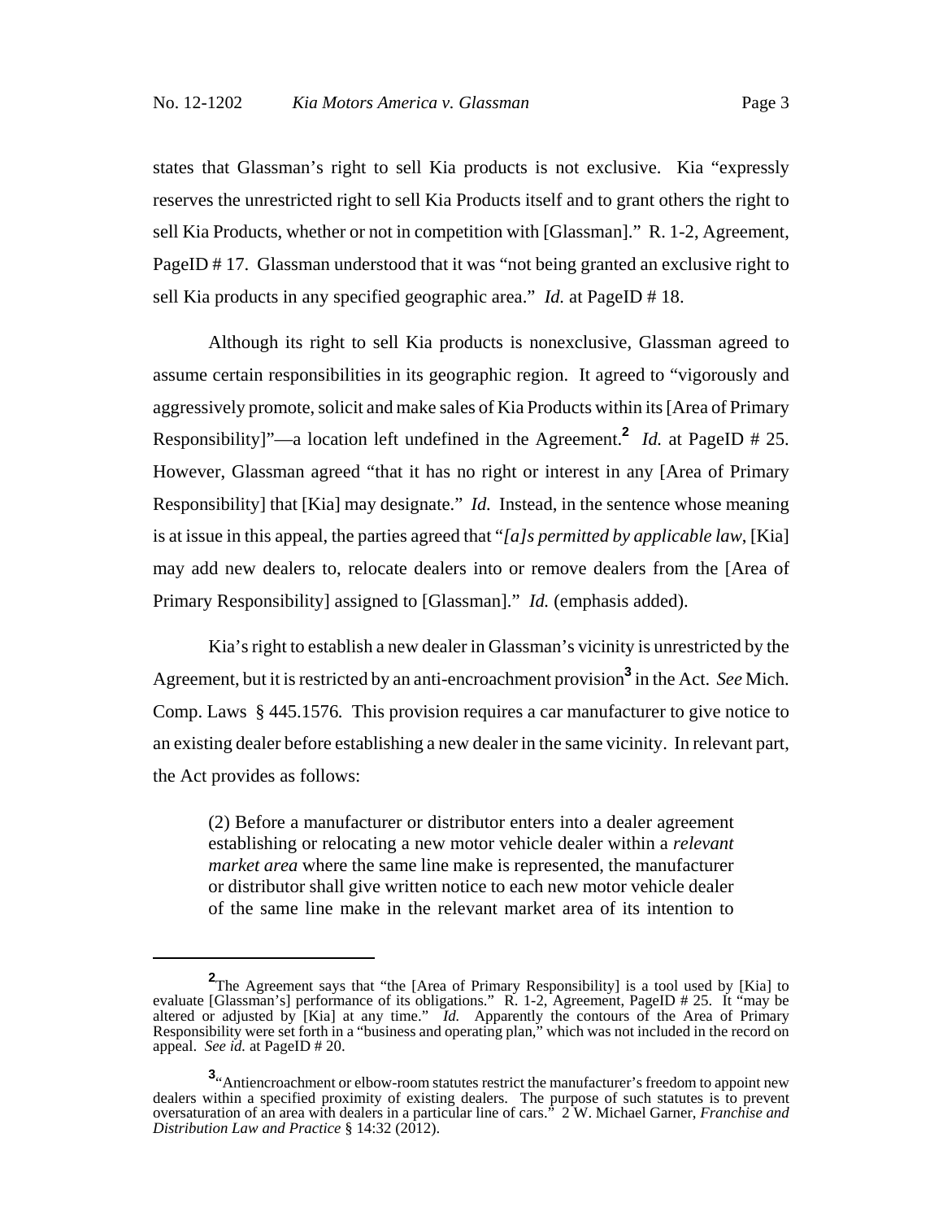states that Glassman's right to sell Kia products is not exclusive. Kia "expressly reserves the unrestricted right to sell Kia Products itself and to grant others the right to sell Kia Products, whether or not in competition with [Glassman]." R. 1-2, Agreement, PageID # 17. Glassman understood that it was "not being granted an exclusive right to sell Kia products in any specified geographic area." *Id.* at PageID # 18.

Although its right to sell Kia products is nonexclusive, Glassman agreed to assume certain responsibilities in its geographic region. It agreed to "vigorously and aggressively promote, solicit and make sales of Kia Products within its [Area of Primary Responsibility]"—a location left undefined in the Agreement.[2] *Id.* at PageID # 25. However, Glassman agreed "that it has no right or interest in any [Area of Primary Responsibility] that [Kia] may designate." *Id.* Instead, in the sentence whose meaning is at issue in this appeal, the parties agreed that "*[a]s permitted by applicable law*, [Kia] may add new dealers to, relocate dealers into or remove dealers from the [Area of Primary Responsibility] assigned to [Glassman]." *Id.* (emphasis added).

Kia's right to establish a new dealer in Glassman's vicinity is unrestricted by the Agreement, but it is restricted by an anti-encroachment provision[3] in the Act. *See* Mich. Comp. Laws § 445.1576. This provision requires a car manufacturer to give notice to an existing dealer before establishing a new dealer in the same vicinity. In relevant part, the Act provides as follows:

> (2) Before a manufacturer or distributor enters into a dealer agreement establishing or relocating a new motor vehicle dealer within a *relevant market area* where the same line make is represented, the manufacturer or distributor shall give written notice to each new motor vehicle dealer of the same line make in the relevant market area of its intention to

---

[2] The Agreement says that "the [Area of Primary Responsibility] is a tool used by [Kia] to evaluate [Glassman's] performance of its obligations." R. 1-2, Agreement, PageID # 25. It "may be altered or adjusted by [Kia] at any time." *Id.* Apparently the contours of the Area of Primary Responsibility were set forth in a "business and operating plan," which was not included in the record on appeal. *See id.* at PageID # 20.

[3] "Antiencroachment or elbow-room statutes restrict the manufacturer's freedom to appoint new dealers within a specified proximity of existing dealers. The purpose of such statutes is to prevent oversaturation of an area with dealers in a particular line of cars." 2 W. Michael Garner, *Franchise and Distribution Law and Practice* § 14:32 (2012).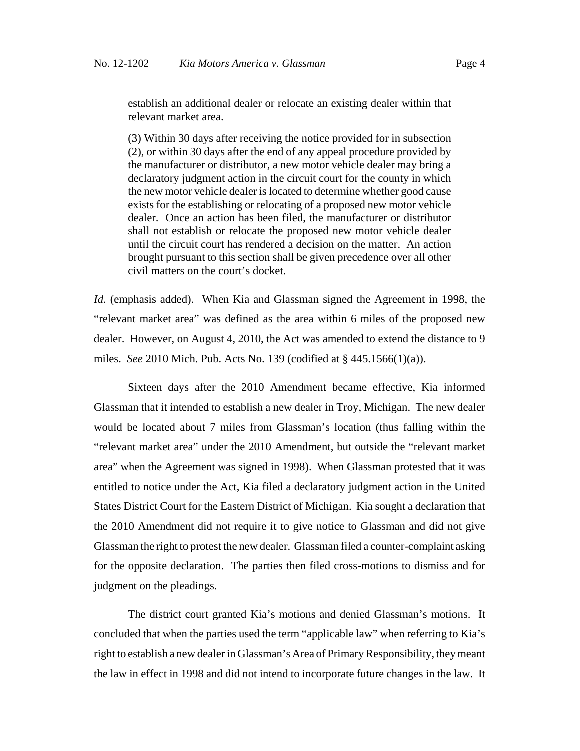> establish an additional dealer or relocate an existing dealer within that relevant market area.
>
> (3) Within 30 days after receiving the notice provided for in subsection (2), or within 30 days after the end of any appeal procedure provided by the manufacturer or distributor, a new motor vehicle dealer may bring a declaratory judgment action in the circuit court for the county in which the new motor vehicle dealer is located to determine whether good cause exists for the establishing or relocating of a proposed new motor vehicle dealer. Once an action has been filed, the manufacturer or distributor shall not establish or relocate the proposed new motor vehicle dealer until the circuit court has rendered a decision on the matter. An action brought pursuant to this section shall be given precedence over all other civil matters on the court's docket.

*Id.* (emphasis added). When Kia and Glassman signed the Agreement in 1998, the "relevant market area" was defined as the area within 6 miles of the proposed new dealer. However, on August 4, 2010, the Act was amended to extend the distance to 9 miles. *See* 2010 Mich. Pub. Acts No. 139 (codified at § 445.1566(1)(a)).

Sixteen days after the 2010 Amendment became effective, Kia informed Glassman that it intended to establish a new dealer in Troy, Michigan. The new dealer would be located about 7 miles from Glassman's location (thus falling within the "relevant market area" under the 2010 Amendment, but outside the "relevant market area" when the Agreement was signed in 1998). When Glassman protested that it was entitled to notice under the Act, Kia filed a declaratory judgment action in the United States District Court for the Eastern District of Michigan. Kia sought a declaration that the 2010 Amendment did not require it to give notice to Glassman and did not give Glassman the right to protest the new dealer. Glassman filed a counter-complaint asking for the opposite declaration. The parties then filed cross-motions to dismiss and for judgment on the pleadings.

The district court granted Kia's motions and denied Glassman's motions. It concluded that when the parties used the term "applicable law" when referring to Kia's right to establish a new dealer in Glassman's Area of Primary Responsibility, they meant the law in effect in 1998 and did not intend to incorporate future changes in the law. It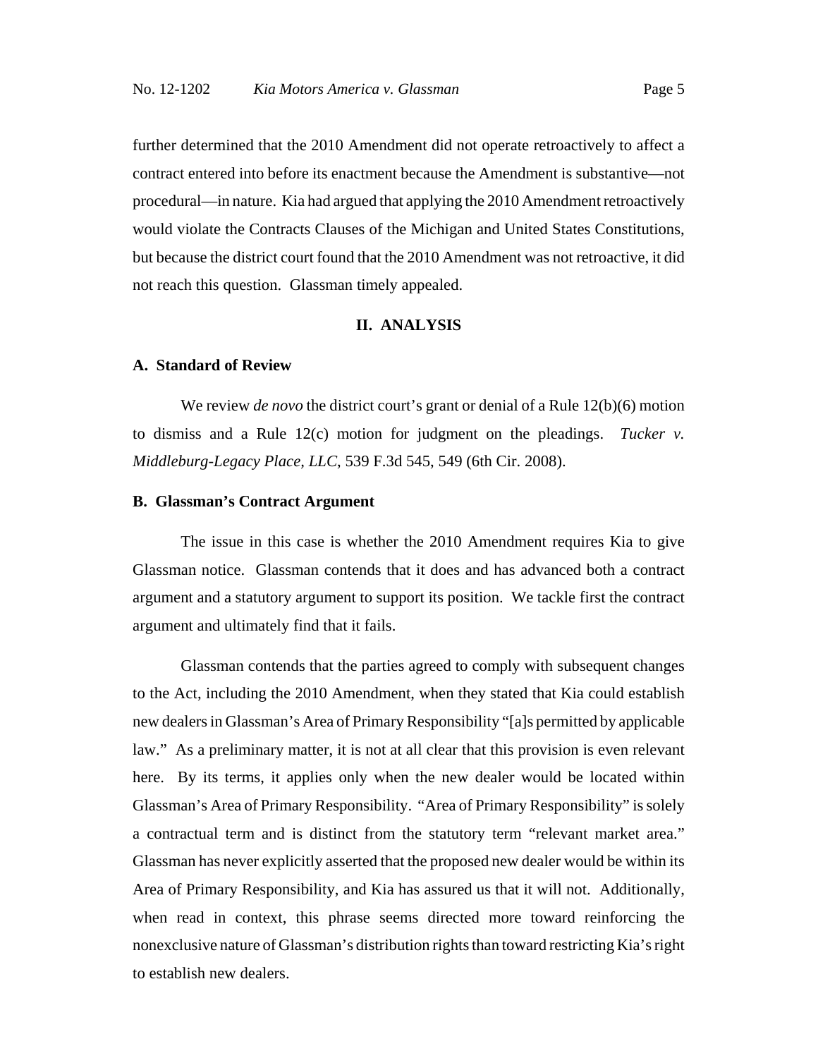further determined that the 2010 Amendment did not operate retroactively to affect a contract entered into before its enactment because the Amendment is substantive—not procedural—in nature. Kia had argued that applying the 2010 Amendment retroactively would violate the Contracts Clauses of the Michigan and United States Constitutions, but because the district court found that the 2010 Amendment was not retroactive, it did not reach this question. Glassman timely appealed.

## II. ANALYSIS

### A. Standard of Review

We review *de novo* the district court's grant or denial of a Rule 12(b)(6) motion to dismiss and a Rule 12(c) motion for judgment on the pleadings. *Tucker v. Middleburg-Legacy Place, LLC*, 539 F.3d 545, 549 (6th Cir. 2008).

### B. Glassman's Contract Argument

The issue in this case is whether the 2010 Amendment requires Kia to give Glassman notice. Glassman contends that it does and has advanced both a contract argument and a statutory argument to support its position. We tackle first the contract argument and ultimately find that it fails.

Glassman contends that the parties agreed to comply with subsequent changes to the Act, including the 2010 Amendment, when they stated that Kia could establish new dealers in Glassman's Area of Primary Responsibility "[a]s permitted by applicable law." As a preliminary matter, it is not at all clear that this provision is even relevant here. By its terms, it applies only when the new dealer would be located within Glassman's Area of Primary Responsibility. "Area of Primary Responsibility" is solely a contractual term and is distinct from the statutory term "relevant market area." Glassman has never explicitly asserted that the proposed new dealer would be within its Area of Primary Responsibility, and Kia has assured us that it will not. Additionally, when read in context, this phrase seems directed more toward reinforcing the nonexclusive nature of Glassman's distribution rights than toward restricting Kia's right to establish new dealers.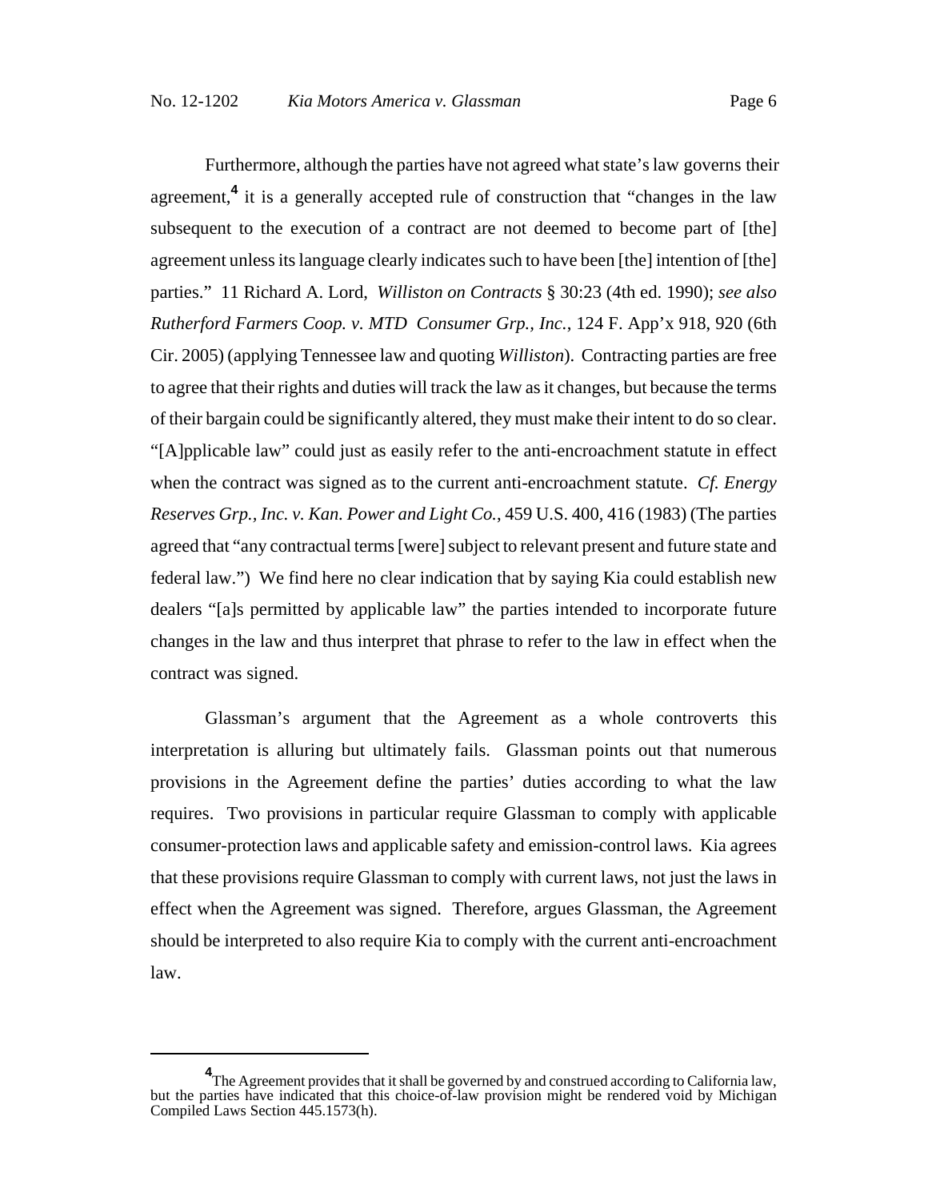Furthermore, although the parties have not agreed what state's law governs their agreement,[4] it is a generally accepted rule of construction that "changes in the law subsequent to the execution of a contract are not deemed to become part of [the] agreement unless its language clearly indicates such to have been [the] intention of [the] parties." 11 Richard A. Lord, *Williston on Contracts* § 30:23 (4th ed. 1990); *see also Rutherford Farmers Coop. v. MTD Consumer Grp., Inc.*, 124 F. App'x 918, 920 (6th Cir. 2005) (applying Tennessee law and quoting *Williston*). Contracting parties are free to agree that their rights and duties will track the law as it changes, but because the terms of their bargain could be significantly altered, they must make their intent to do so clear. "[A]pplicable law" could just as easily refer to the anti-encroachment statute in effect when the contract was signed as to the current anti-encroachment statute. *Cf. Energy Reserves Grp., Inc. v. Kan. Power and Light Co.*, 459 U.S. 400, 416 (1983) (The parties agreed that "any contractual terms [were] subject to relevant present and future state and federal law.") We find here no clear indication that by saying Kia could establish new dealers "[a]s permitted by applicable law" the parties intended to incorporate future changes in the law and thus interpret that phrase to refer to the law in effect when the contract was signed.

Glassman's argument that the Agreement as a whole controverts this interpretation is alluring but ultimately fails. Glassman points out that numerous provisions in the Agreement define the parties' duties according to what the law requires. Two provisions in particular require Glassman to comply with applicable consumer-protection laws and applicable safety and emission-control laws. Kia agrees that these provisions require Glassman to comply with current laws, not just the laws in effect when the Agreement was signed. Therefore, argues Glassman, the Agreement should be interpreted to also require Kia to comply with the current anti-encroachment law.

---

[4] The Agreement provides that it shall be governed by and construed according to California law, but the parties have indicated that this choice-of-law provision might be rendered void by Michigan Compiled Laws Section 445.1573(h).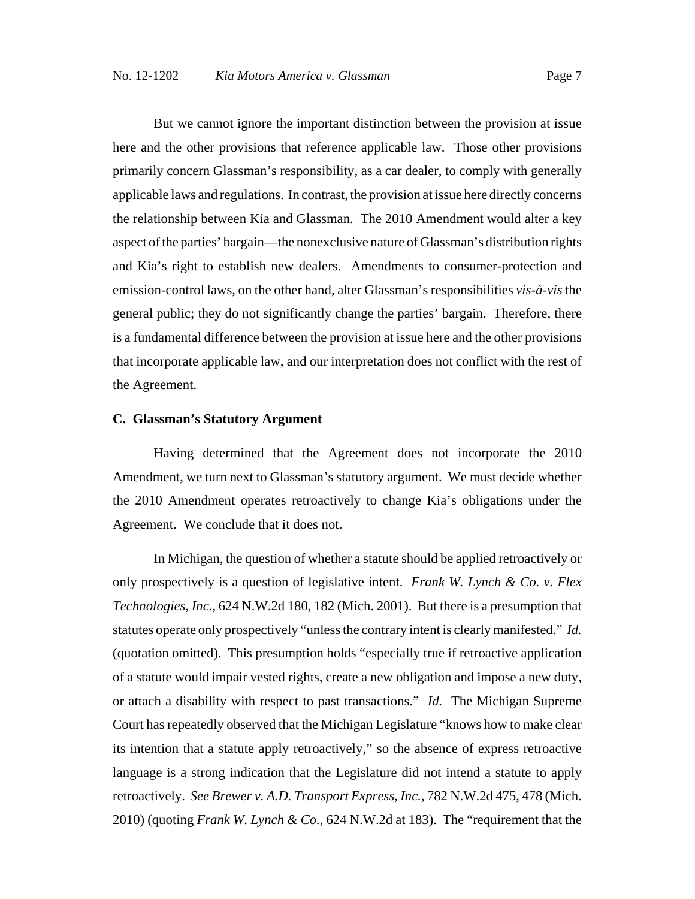But we cannot ignore the important distinction between the provision at issue here and the other provisions that reference applicable law. Those other provisions primarily concern Glassman's responsibility, as a car dealer, to comply with generally applicable laws and regulations. In contrast, the provision at issue here directly concerns the relationship between Kia and Glassman. The 2010 Amendment would alter a key aspect of the parties' bargain—the nonexclusive nature of Glassman's distribution rights and Kia's right to establish new dealers. Amendments to consumer-protection and emission-control laws, on the other hand, alter Glassman's responsibilities *vis-à-vis* the general public; they do not significantly change the parties' bargain. Therefore, there is a fundamental difference between the provision at issue here and the other provisions that incorporate applicable law, and our interpretation does not conflict with the rest of the Agreement.

### C. Glassman's Statutory Argument

Having determined that the Agreement does not incorporate the 2010 Amendment, we turn next to Glassman's statutory argument. We must decide whether the 2010 Amendment operates retroactively to change Kia's obligations under the Agreement. We conclude that it does not.

In Michigan, the question of whether a statute should be applied retroactively or only prospectively is a question of legislative intent. *Frank W. Lynch & Co. v. Flex Technologies, Inc.*, 624 N.W.2d 180, 182 (Mich. 2001). But there is a presumption that statutes operate only prospectively "unless the contrary intent is clearly manifested." *Id.* (quotation omitted). This presumption holds "especially true if retroactive application of a statute would impair vested rights, create a new obligation and impose a new duty, or attach a disability with respect to past transactions." *Id.* The Michigan Supreme Court has repeatedly observed that the Michigan Legislature "knows how to make clear its intention that a statute apply retroactively," so the absence of express retroactive language is a strong indication that the Legislature did not intend a statute to apply retroactively. *See Brewer v. A.D. Transport Express, Inc.*, 782 N.W.2d 475, 478 (Mich. 2010) (quoting *Frank W. Lynch & Co.*, 624 N.W.2d at 183). The "requirement that the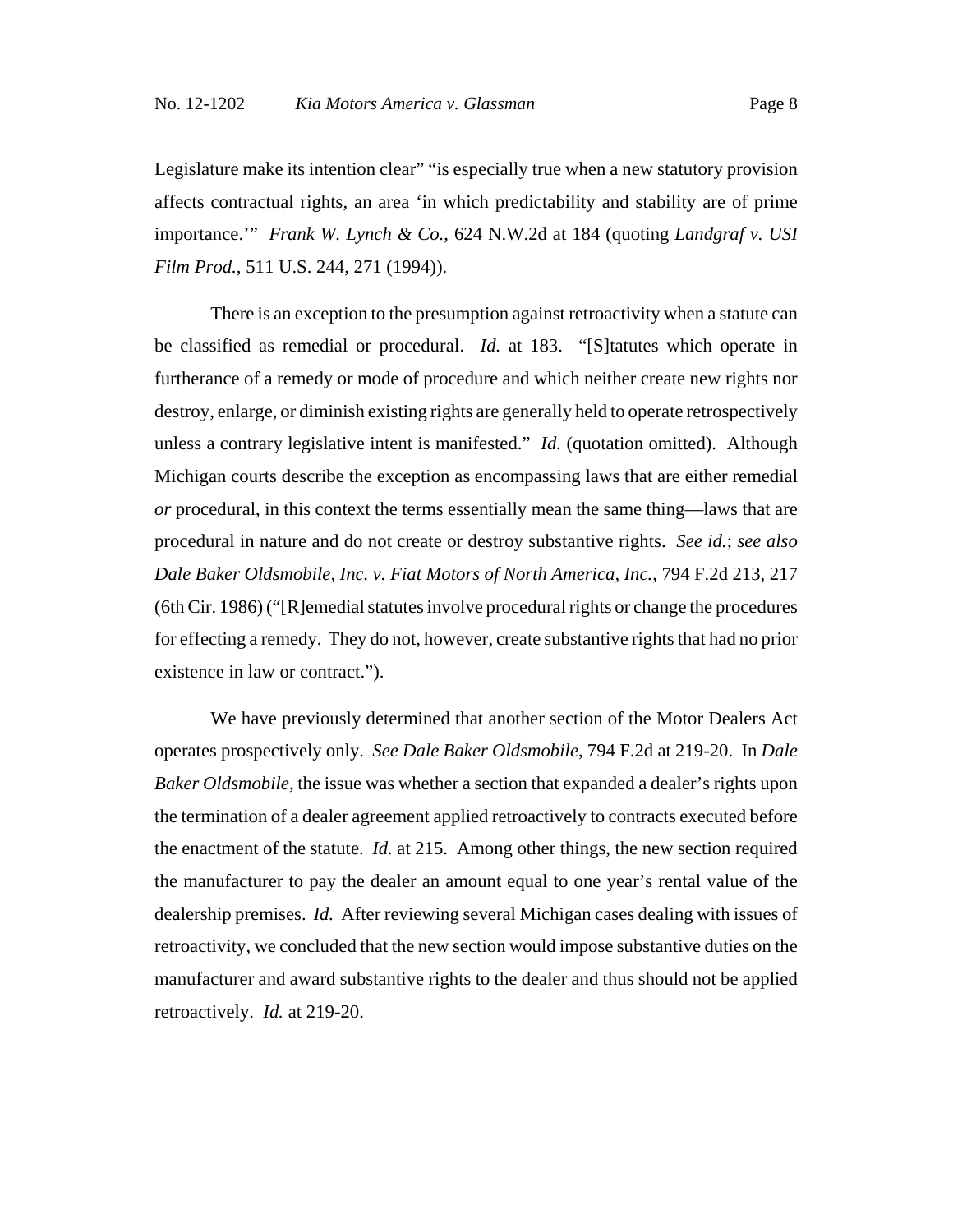Legislature make its intention clear" "is especially true when a new statutory provision affects contractual rights, an area 'in which predictability and stability are of prime importance.'" *Frank W. Lynch & Co.*, 624 N.W.2d at 184 (quoting *Landgraf v. USI Film Prod.*, 511 U.S. 244, 271 (1994)).

There is an exception to the presumption against retroactivity when a statute can be classified as remedial or procedural. *Id.* at 183. "[S]tatutes which operate in furtherance of a remedy or mode of procedure and which neither create new rights nor destroy, enlarge, or diminish existing rights are generally held to operate retrospectively unless a contrary legislative intent is manifested." *Id.* (quotation omitted). Although Michigan courts describe the exception as encompassing laws that are either remedial *or* procedural, in this context the terms essentially mean the same thing—laws that are procedural in nature and do not create or destroy substantive rights. *See id.*; *see also Dale Baker Oldsmobile, Inc. v. Fiat Motors of North America, Inc.*, 794 F.2d 213, 217 (6th Cir. 1986) ("[R]emedial statutes involve procedural rights or change the procedures for effecting a remedy. They do not, however, create substantive rights that had no prior existence in law or contract.").

We have previously determined that another section of the Motor Dealers Act operates prospectively only. *See Dale Baker Oldsmobile*, 794 F.2d at 219-20. In *Dale Baker Oldsmobile*, the issue was whether a section that expanded a dealer's rights upon the termination of a dealer agreement applied retroactively to contracts executed before the enactment of the statute. *Id.* at 215. Among other things, the new section required the manufacturer to pay the dealer an amount equal to one year's rental value of the dealership premises. *Id.* After reviewing several Michigan cases dealing with issues of retroactivity, we concluded that the new section would impose substantive duties on the manufacturer and award substantive rights to the dealer and thus should not be applied retroactively. *Id.* at 219-20.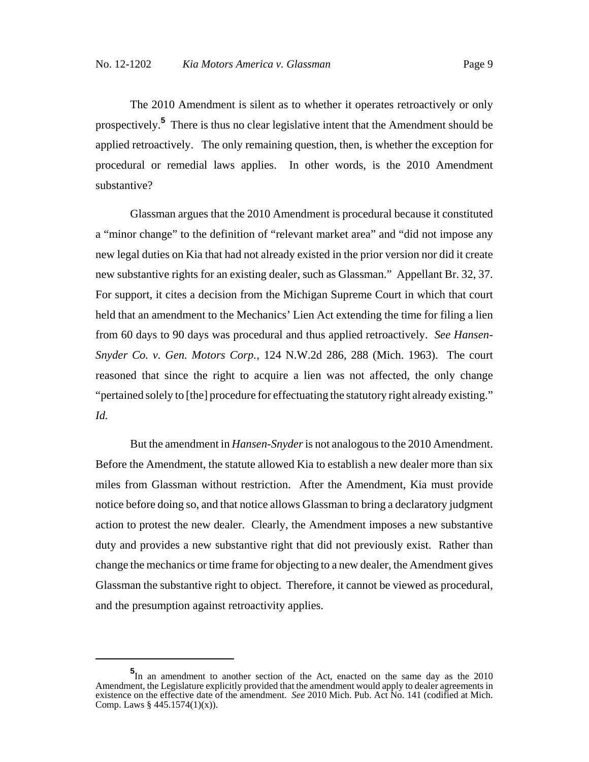The 2010 Amendment is silent as to whether it operates retroactively or only prospectively.[5] There is thus no clear legislative intent that the Amendment should be applied retroactively. The only remaining question, then, is whether the exception for procedural or remedial laws applies. In other words, is the 2010 Amendment substantive?

Glassman argues that the 2010 Amendment is procedural because it constituted a "minor change" to the definition of "relevant market area" and "did not impose any new legal duties on Kia that had not already existed in the prior version nor did it create new substantive rights for an existing dealer, such as Glassman." Appellant Br. 32, 37. For support, it cites a decision from the Michigan Supreme Court in which that court held that an amendment to the Mechanics' Lien Act extending the time for filing a lien from 60 days to 90 days was procedural and thus applied retroactively. *See Hansen-Snyder Co. v. Gen. Motors Corp.*, 124 N.W.2d 286, 288 (Mich. 1963). The court reasoned that since the right to acquire a lien was not affected, the only change "pertained solely to [the] procedure for effectuating the statutory right already existing." *Id.*

But the amendment in *Hansen-Snyder* is not analogous to the 2010 Amendment. Before the Amendment, the statute allowed Kia to establish a new dealer more than six miles from Glassman without restriction. After the Amendment, Kia must provide notice before doing so, and that notice allows Glassman to bring a declaratory judgment action to protest the new dealer. Clearly, the Amendment imposes a new substantive duty and provides a new substantive right that did not previously exist. Rather than change the mechanics or time frame for objecting to a new dealer, the Amendment gives Glassman the substantive right to object. Therefore, it cannot be viewed as procedural, and the presumption against retroactivity applies.

---

[5] In an amendment to another section of the Act, enacted on the same day as the 2010 Amendment, the Legislature explicitly provided that the amendment would apply to dealer agreements in existence on the effective date of the amendment. *See* 2010 Mich. Pub. Act No. 141 (codified at Mich. Comp. Laws § 445.1574(1)(x)).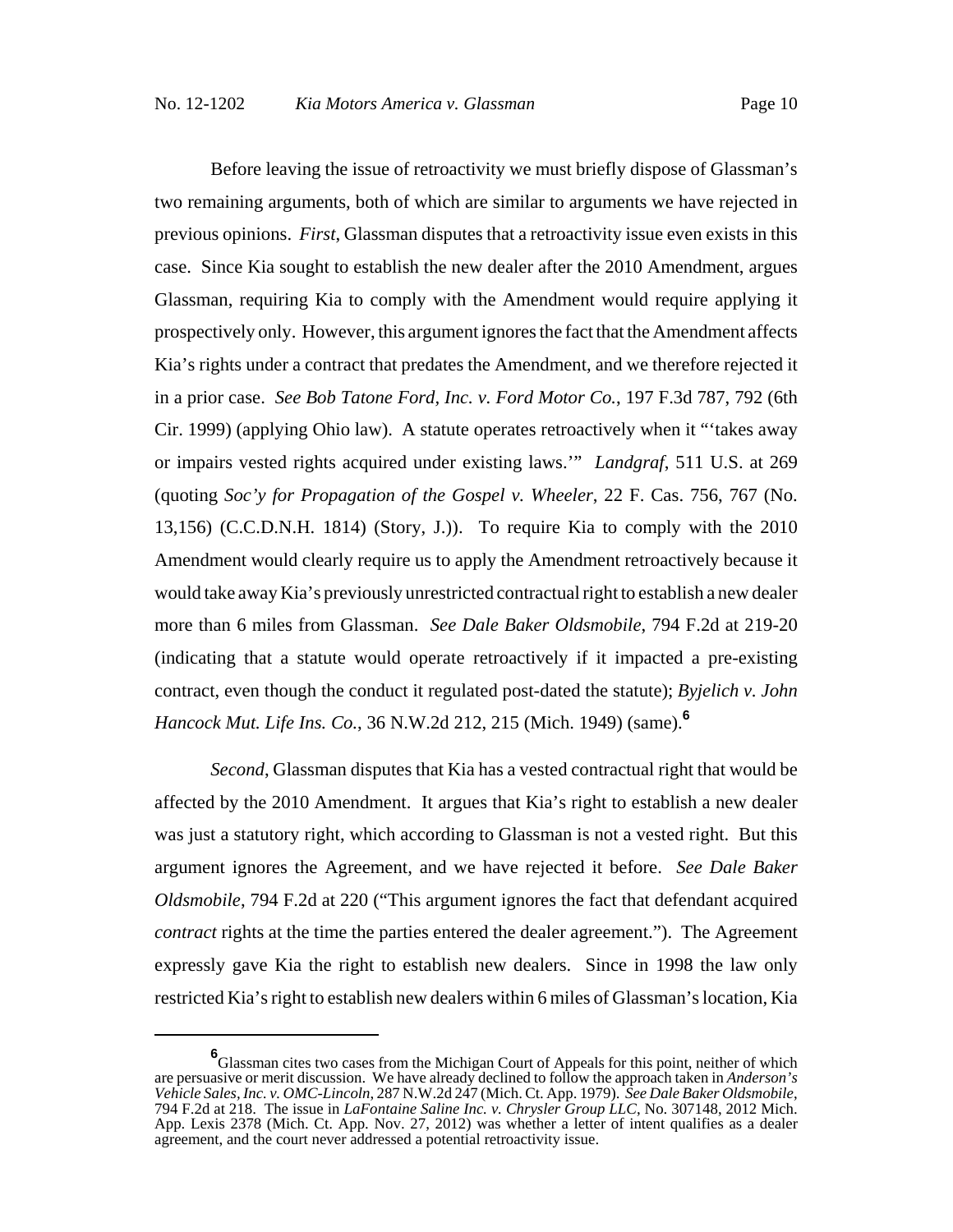Before leaving the issue of retroactivity we must briefly dispose of Glassman's two remaining arguments, both of which are similar to arguments we have rejected in previous opinions. *First*, Glassman disputes that a retroactivity issue even exists in this case. Since Kia sought to establish the new dealer after the 2010 Amendment, argues Glassman, requiring Kia to comply with the Amendment would require applying it prospectively only. However, this argument ignores the fact that the Amendment affects Kia's rights under a contract that predates the Amendment, and we therefore rejected it in a prior case. *See Bob Tatone Ford, Inc. v. Ford Motor Co.*, 197 F.3d 787, 792 (6th Cir. 1999) (applying Ohio law). A statute operates retroactively when it "'takes away or impairs vested rights acquired under existing laws.'" *Landgraf*, 511 U.S. at 269 (quoting *Soc'y for Propagation of the Gospel v. Wheeler*, 22 F. Cas. 756, 767 (No. 13,156) (C.C.D.N.H. 1814) (Story, J.)). To require Kia to comply with the 2010 Amendment would clearly require us to apply the Amendment retroactively because it would take away Kia's previously unrestricted contractual right to establish a new dealer more than 6 miles from Glassman. *See Dale Baker Oldsmobile*, 794 F.2d at 219-20 (indicating that a statute would operate retroactively if it impacted a pre-existing contract, even though the conduct it regulated post-dated the statute); *Byjelich v. John Hancock Mut. Life Ins. Co.*, 36 N.W.2d 212, 215 (Mich. 1949) (same).[6]

*Second*, Glassman disputes that Kia has a vested contractual right that would be affected by the 2010 Amendment. It argues that Kia's right to establish a new dealer was just a statutory right, which according to Glassman is not a vested right. But this argument ignores the Agreement, and we have rejected it before. *See Dale Baker Oldsmobile*, 794 F.2d at 220 ("This argument ignores the fact that defendant acquired *contract* rights at the time the parties entered the dealer agreement."). The Agreement expressly gave Kia the right to establish new dealers. Since in 1998 the law only restricted Kia's right to establish new dealers within 6 miles of Glassman's location, Kia

---

[6] Glassman cites two cases from the Michigan Court of Appeals for this point, neither of which are persuasive or merit discussion. We have already declined to follow the approach taken in *Anderson's Vehicle Sales, Inc. v. OMC-Lincoln*, 287 N.W.2d 247 (Mich. Ct. App. 1979). *See Dale Baker Oldsmobile*, 794 F.2d at 218. The issue in *LaFontaine Saline Inc. v. Chrysler Group LLC*, No. 307148, 2012 Mich. App. Lexis 2378 (Mich. Ct. App. Nov. 27, 2012) was whether a letter of intent qualifies as a dealer agreement, and the court never addressed a potential retroactivity issue.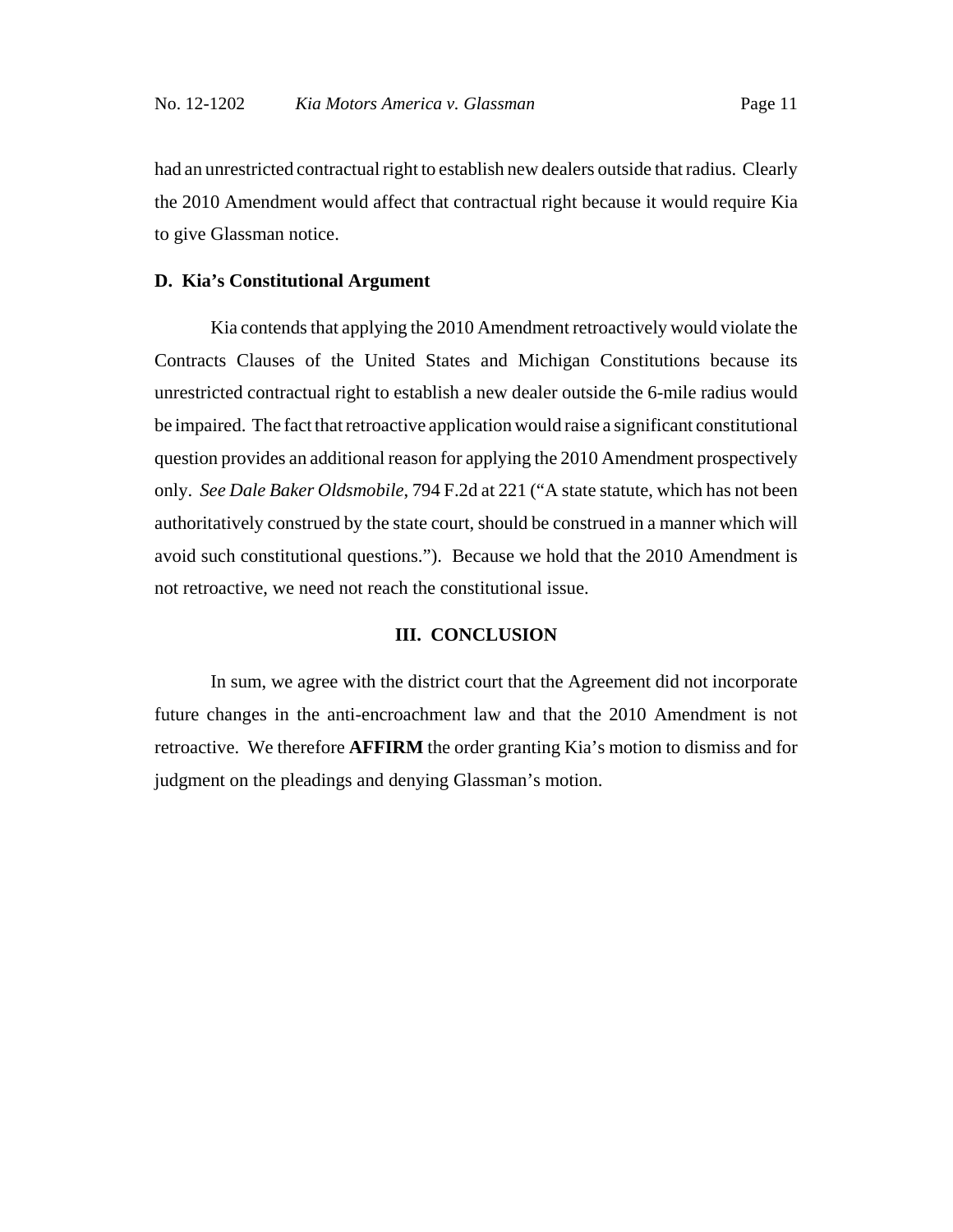had an unrestricted contractual right to establish new dealers outside that radius. Clearly the 2010 Amendment would affect that contractual right because it would require Kia to give Glassman notice.

### D. Kia's Constitutional Argument

Kia contends that applying the 2010 Amendment retroactively would violate the Contracts Clauses of the United States and Michigan Constitutions because its unrestricted contractual right to establish a new dealer outside the 6-mile radius would be impaired. The fact that retroactive application would raise a significant constitutional question provides an additional reason for applying the 2010 Amendment prospectively only. *See Dale Baker Oldsmobile*, 794 F.2d at 221 ("A state statute, which has not been authoritatively construed by the state court, should be construed in a manner which will avoid such constitutional questions."). Because we hold that the 2010 Amendment is not retroactive, we need not reach the constitutional issue.

## III. CONCLUSION

In sum, we agree with the district court that the Agreement did not incorporate future changes in the anti-encroachment law and that the 2010 Amendment is not retroactive. We therefore **AFFIRM** the order granting Kia's motion to dismiss and for judgment on the pleadings and denying Glassman's motion.